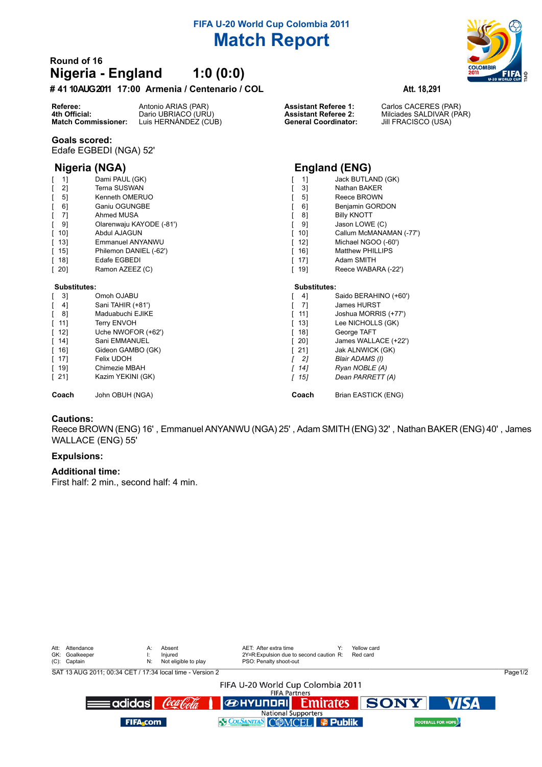# FIFA U-20 World Cup Colombia 2011

# Match Report

**Round of 16**

## Nigeria - England 1:0 (0:0)

**# 41 10AUG2011 17:00 Armenia / Centenario / COL** **Att. 18,291**

| | | | |
|---|---|---|---|
| **Referee:** | Antonio ARIAS (PAR) | **Assistant Referee 1:** | Carlos CACERES (PAR) |
| **4th Official:** | Dario UBRIACO (URU) | **Assistant Referee 2:** | Milciades SALDIVAR (PAR) |
| **Match Commissioner:** | Luis HERNÁNDEZ (CUB) | **General Coordinator:** | Jill FRACISCO (USA) |

### Goals scored:

Edafe EGBEDI (NGA) 52'

### Nigeria (NGA)

| No. | Player |
|---|---|
| [ 1] | Dami PAUL (GK) |
| [ 2] | Terna SUSWAN |
| [ 5] | Kenneth OMERUO |
| [ 6] | Ganiu OGUNGBE |
| [ 7] | Ahmed MUSA |
| [ 9] | Olarenwaju KAYODE (-81') |
| [ 10] | Abdul AJAGUN |
| [ 13] | Emmanuel ANYANWU |
| [ 15] | Philemon DANIEL (-62') |
| [ 18] | Edafe EGBEDI |
| [ 20] | Ramon AZEEZ (C) |

**Substitutes:**

| No. | Player |
|---|---|
| [ 3] | Omoh OJABU |
| [ 4] | Sani TAHIR (+81') |
| [ 8] | Maduabuchi EJIKE |
| [ 11] | Terry ENVOH |
| [ 12] | Uche NWOFOR (+62') |
| [ 14] | Sani EMMANUEL |
| [ 16] | Gideon GAMBO (GK) |
| [ 17] | Felix UDOH |
| [ 19] | Chimezie MBAH |
| [ 21] | Kazim YEKINI (GK) |

**Coach** John OBUH (NGA)

### England (ENG)

| No. | Player |
|---|---|
| [ 1] | Jack BUTLAND (GK) |
| [ 3] | Nathan BAKER |
| [ 5] | Reece BROWN |
| [ 6] | Benjamin GORDON |
| [ 8] | Billy KNOTT |
| [ 9] | Jason LOWE (C) |
| [ 10] | Callum McMANAMAN (-77') |
| [ 12] | Michael NGOO (-60') |
| [ 16] | Matthew PHILLIPS |
| [ 17] | Adam SMITH |
| [ 19] | Reece WABARA (-22') |

**Substitutes:**

| No. | Player |
|---|---|
| [ 4] | Saido BERAHINO (+60') |
| [ 7] | James HURST |
| [ 11] | Joshua MORRIS (+77') |
| [ 13] | Lee NICHOLLS (GK) |
| [ 18] | George TAFT |
| [ 20] | James WALLACE (+22') |
| [ 21] | Jak ALNWICK (GK) |
| *[ 2]* | *Blair ADAMS (I)* |
| *[ 14]* | *Ryan NOBLE (A)* |
| *[ 15]* | *Dean PARRETT (A)* |

**Coach** Brian EASTICK (ENG)

### Cautions:

Reece BROWN (ENG) 16' , Emmanuel ANYANWU (NGA) 25' , Adam SMITH (ENG) 32' , Nathan BAKER (ENG) 40' , James WALLACE (ENG) 55'

### Expulsions:

### Additional time:

First half: 2 min., second half: 4 min.

| | | | | | | | |
|---|---|---|---|---|---|---|---|
| Att: | Attendance | A: | Absent | AET: | After extra time | Y: | Yellow card |
| GK: | Goalkeeper | I: | Injured | 2Y=R: | Expulsion due to second caution | R: | Red card |
| (C): | Captain | N: | Not eligible to play | PSO: | Penalty shoot-out | | |

SAT 13 AUG 2011; 00:34 CET / 17:34 local time - Version 2

FIFA U-20 World Cup Colombia 2011
FIFA Partners
National Supporters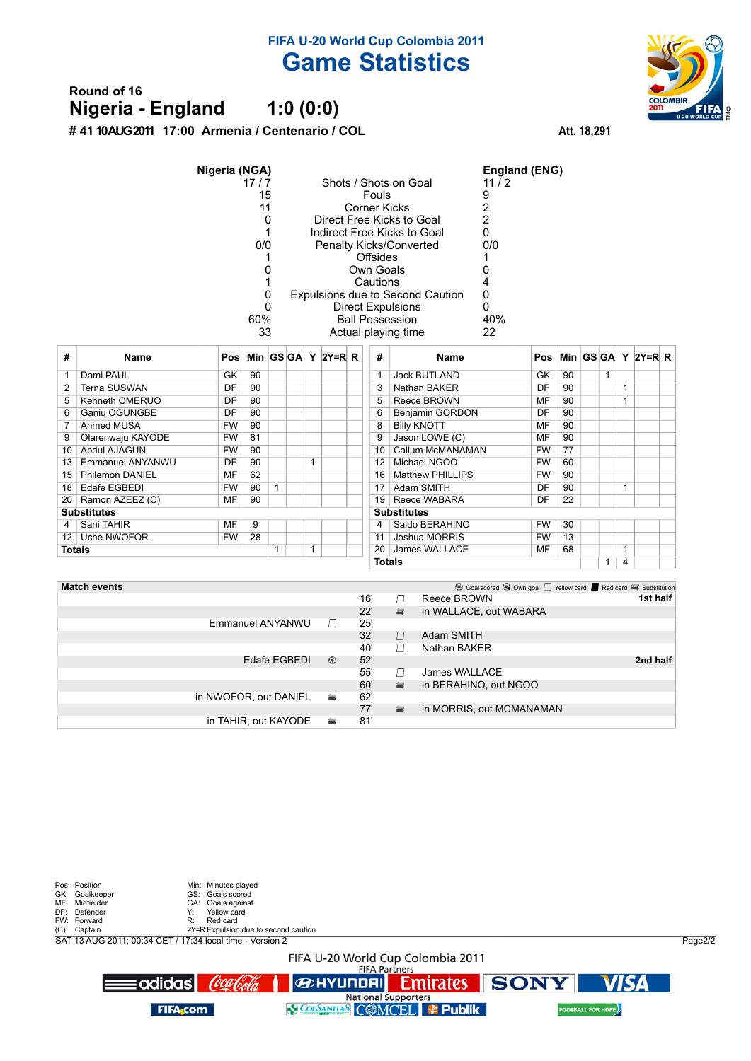## FIFA U-20 World Cup Colombia 2011

# Game Statistics

### Round of 16

## Nigeria - England 1:0 (0:0)

**# 41 10AUG2011 17:00 Armenia / Centenario / COL** Att. 18,291

| Nigeria (NGA) | | England (ENG) |
|---|---|---|
| 17 / 7 | Shots / Shots on Goal | 11 / 2 |
| 15 | Fouls | 9 |
| 11 | Corner Kicks | 2 |
| 0 | Direct Free Kicks to Goal | 2 |
| 1 | Indirect Free Kicks to Goal | 0 |
| 0/0 | Penalty Kicks/Converted | 0/0 |
| 1 | Offsides | 1 |
| 0 | Own Goals | 0 |
| 1 | Cautions | 4 |
| 0 | Expulsions due to Second Caution | 0 |
| 0 | Direct Expulsions | 0 |
| 60% | Ball Possession | 40% |
| 33 | Actual playing time | 22 |

| # | Name | Pos | Min | GS | GA | Y | 2Y=R | R |
|---|---|---|---|---|---|---|---|---|
| 1 | Dami PAUL | GK | 90 | | | | | |
| 2 | Terna SUSWAN | DF | 90 | | | | | |
| 5 | Kenneth OMERUO | DF | 90 | | | | | |
| 6 | Ganiu OGUNGBE | DF | 90 | | | | | |
| 7 | Ahmed MUSA | FW | 90 | | | | | |
| 9 | Olarenwaju KAYODE | FW | 81 | | | | | |
| 10 | Abdul AJAGUN | FW | 90 | | | | | |
| 13 | Emmanuel ANYANWU | DF | 90 | | | 1 | | |
| 15 | Philemon DANIEL | MF | 62 | | | | | |
| 18 | Edafe EGBEDI | FW | 90 | 1 | | | | |
| 20 | Ramon AZEEZ (C) | MF | 90 | | | | | |
| **Substitutes** | | | | | | | | |
| 4 | Sani TAHIR | MF | 9 | | | | | |
| 12 | Uche NWOFOR | FW | 28 | | | | | |
| **Totals** | | | | 1 | | 1 | | |

| # | Name | Pos | Min | GS | GA | Y | 2Y=R | R |
|---|---|---|---|---|---|---|---|---|
| 1 | Jack BUTLAND | GK | 90 | | 1 | | | |
| 3 | Nathan BAKER | DF | 90 | | | 1 | | |
| 5 | Reece BROWN | MF | 90 | | | 1 | | |
| 6 | Benjamin GORDON | DF | 90 | | | | | |
| 8 | Billy KNOTT | MF | 90 | | | | | |
| 9 | Jason LOWE (C) | MF | 90 | | | | | |
| 10 | Callum McMANAMAN | FW | 77 | | | | | |
| 12 | Michael NGOO | FW | 60 | | | | | |
| 16 | Matthew PHILLIPS | FW | 90 | | | | | |
| 17 | Adam SMITH | DF | 90 | | | 1 | | |
| 19 | Reece WABARA | DF | 22 | | | | | |
| **Substitutes** | | | | | | | | |
| 4 | Saido BERAHINO | FW | 30 | | | | | |
| 11 | Joshua MORRIS | FW | 13 | | | | | |
| 20 | James WALLACE | MF | 68 | | | 1 | | |
| **Totals** | | | | | 1 | 4 | | |

**Match events** (Goal scored / Own goal / Yellow card / Red card / Substitution)

| Nigeria | Event | Min | Event | England | |
|---|---|---|---|---|---|
| | | 16' | Yellow card | Reece BROWN | 1st half |
| | | 22' | Substitution | in WALLACE, out WABARA | |
| Emmanuel ANYANWU | Yellow card | 25' | | | |
| | | 32' | Yellow card | Adam SMITH | |
| | | 40' | Yellow card | Nathan BAKER | |
| Edafe EGBEDI | Goal scored | 52' | | | 2nd half |
| | | 55' | Yellow card | James WALLACE | |
| | | 60' | Substitution | in BERAHINO, out NGOO | |
| in NWOFOR, out DANIEL | Substitution | 62' | | | |
| | | 77' | Substitution | in MORRIS, out MCMANAMAN | |
| in TAHIR, out KAYODE | Substitution | 81' | | | |

Pos: Position
GK: Goalkeeper
MF: Midfielder
DF: Defender
FW: Forward
(C): Captain

Min: Minutes played
GS: Goals scored
GA: Goals against
Y: Yellow card
R: Red card
2Y=R:Expulsion due to second caution

SAT 13 AUG 2011; 00:34 CET / 17:34 local time - Version 2